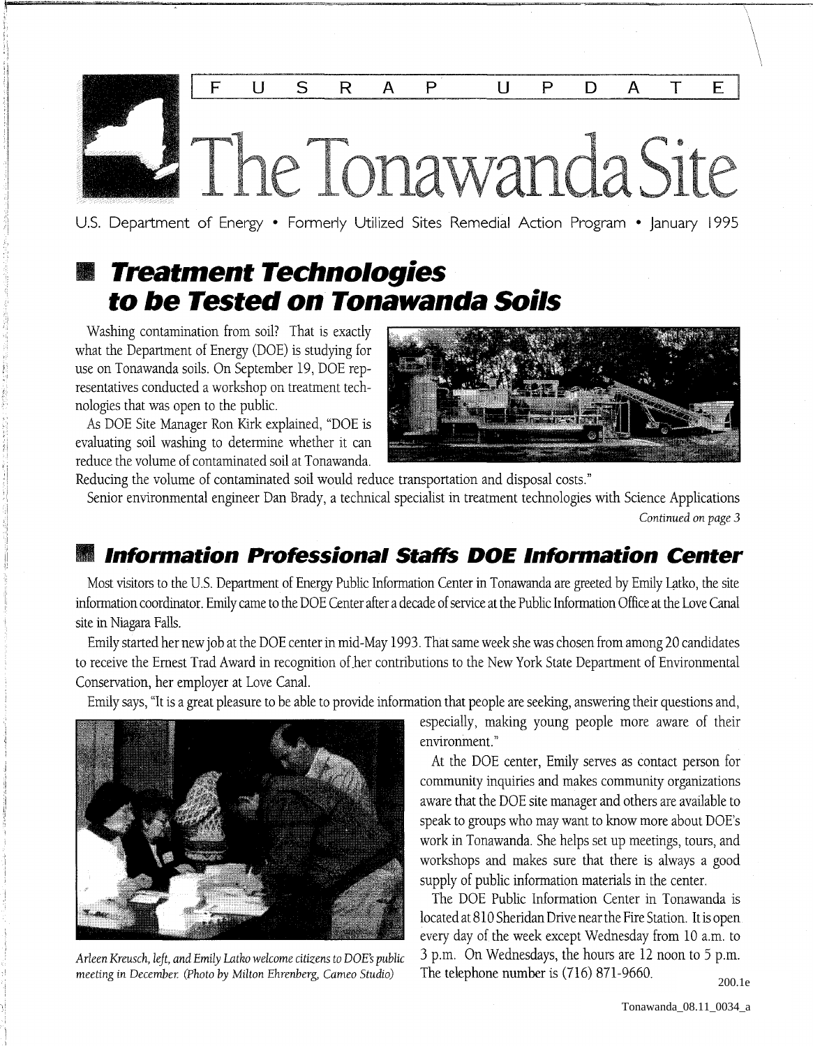# FUSRAP UPDATE

# The Tonawanda Site

U.S. Department of Energy • Formerly Utilized Sites Remedial Action Program • January 1995

## Treatment Technologies to be Tested on Tonawanda Soils

Washing contamination from soil? That is exactly what the Department of Energy (DOE) is studying for use on Tonawanda soils. On September 19, DOE representatives conducted a workshop on treatment technologies that was open to the public.

As DOE Site Manager Ron Kirk explained, "DOE is evaluating soil washing to determine whether it can reduce the volume of contaminated soil at Tonawanda. Reducing the volume of contaminated soil would reduce transportation and disposal costs."

Senior environmental engineer Dan Brady, a technical specialist in treatment technologies with Science Applications

*Continued on page 3*

## Information Professional Staffs DOE Information Center

Most visitors to the U.S. Department of Energy Public Information Center in Tonawanda are greeted by Emily Latko, the site information coordinator. Emily came to the DOE Center after a decade of service at the Public Information Office at the Love Canal site in Niagara Falls.

Emily started her new job at the DOE center in mid-May 1993. That same week she was chosen from among 20 candidates to receive the Ernest Trad Award in recognition of her contributions to the New York State Department of Environmental Conservation, her employer at Love Canal.

Emily says, "It is a great pleasure to be able to provide information that people are seeking, answering their questions and, especially, making young people more aware of their environment."

*Arleen Kreusch, left, and Emily Latko welcome citizens to DOE's public meeting in December. (Photo by Milton Ehrenberg, Cameo Studio)*

At the DOE center, Emily serves as contact person for community inquiries and makes community organizations aware that the DOE site manager and others are available to speak to groups who may want to know more about DOE's work in Tonawanda. She helps set up meetings, tours, and workshops and makes sure that there is always a good supply of public information materials in the center.

The DOE Public Information Center in Tonawanda is located at 810 Sheridan Drive near the Fire Station. It is open every day of the week except Wednesday from 10 a.m. to 3 p.m. On Wednesdays, the hours are 12 noon to 5 p.m. The telephone number is (716) 871-9660.

200.1e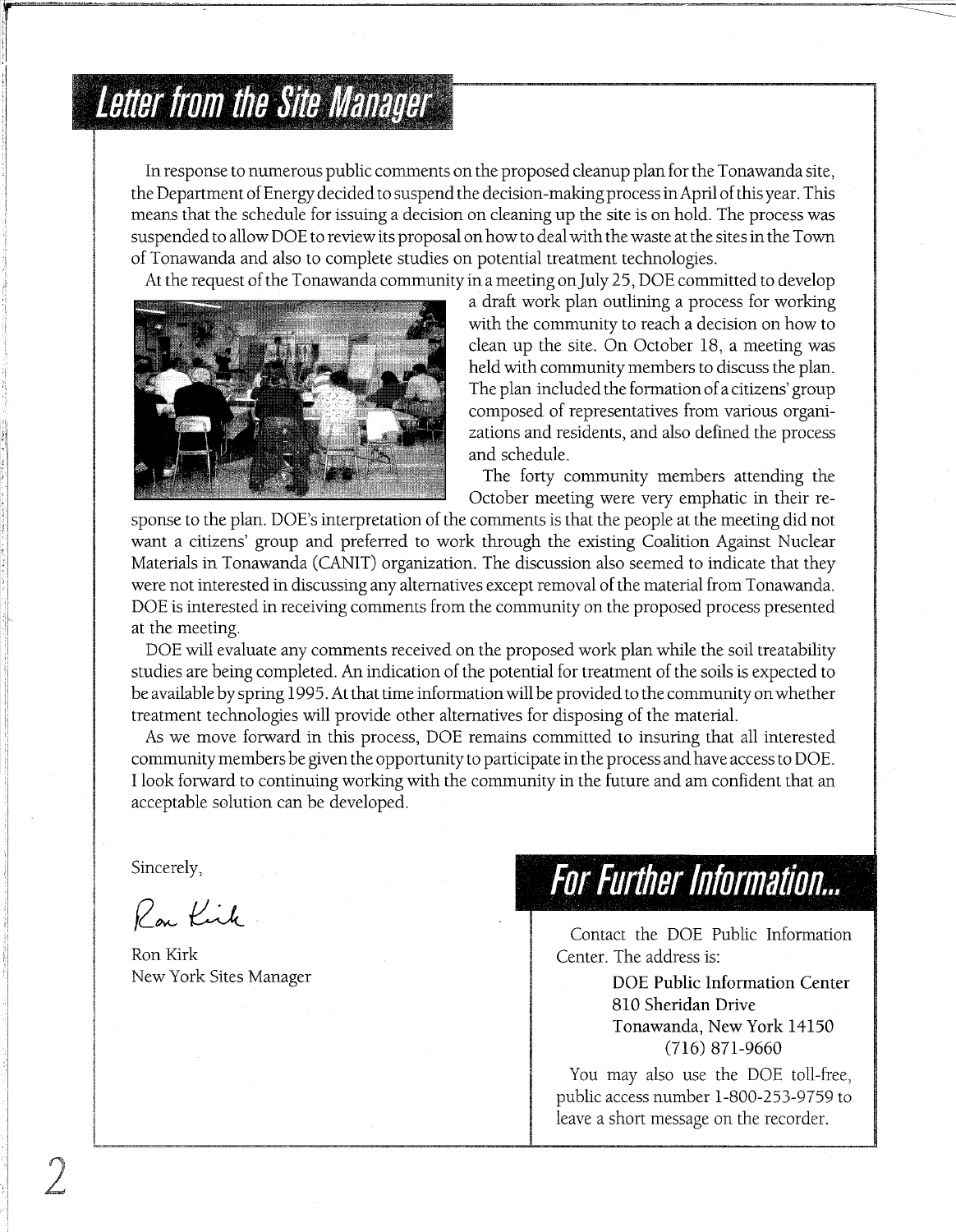## Letter from the Site Manager

In response to numerous public comments on the proposed cleanup plan for the Tonawanda site, the Department of Energy decided to suspend the decision-making process in April of this year. This means that the schedule for issuing a decision on cleaning up the site is on hold. The process was suspended to allow DOE to review its proposal on how to deal with the waste at the sites in the Town of Tonawanda and also to complete studies on potential treatment technologies.

At the request of the Tonawanda community in a meeting on July 25, DOE committed to develop a draft work plan outlining a process for working with the community to reach a decision on how to clean up the site. On October 18, a meeting was held with community members to discuss the plan. The plan included the formation of a citizens' group composed of representatives from various organizations and residents, and also defined the process and schedule.

The forty community members attending the October meeting were very emphatic in their response to the plan. DOE's interpretation of the comments is that the people at the meeting did not want a citizens' group and preferred to work through the existing Coalition Against Nuclear Materials in Tonawanda (CANIT) organization. The discussion also seemed to indicate that they were not interested in discussing any alternatives except removal of the material from Tonawanda. DOE is interested in receiving comments from the community on the proposed process presented at the meeting.

DOE will evaluate any comments received on the proposed work plan while the soil treatability studies are being completed. An indication of the potential for treatment of the soils is expected to be available by spring 1995. At that time information will be provided to the community on whether treatment technologies will provide other alternatives for disposing of the material.

As we move forward in this process, DOE remains committed to insuring that all interested community members be given the opportunity to participate in the process and have access to DOE. I look forward to continuing working with the community in the future and am confident that an acceptable solution can be developed.

Sincerely,

Ron Kirk

Ron Kirk
New York Sites Manager

## For Further Information...

Contact the DOE Public Information Center. The address is:

DOE Public Information Center
810 Sheridan Drive
Tonawanda, New York 14150
(716) 871-9660

You may also use the DOE toll-free, public access number 1-800-253-9759 to leave a short message on the recorder.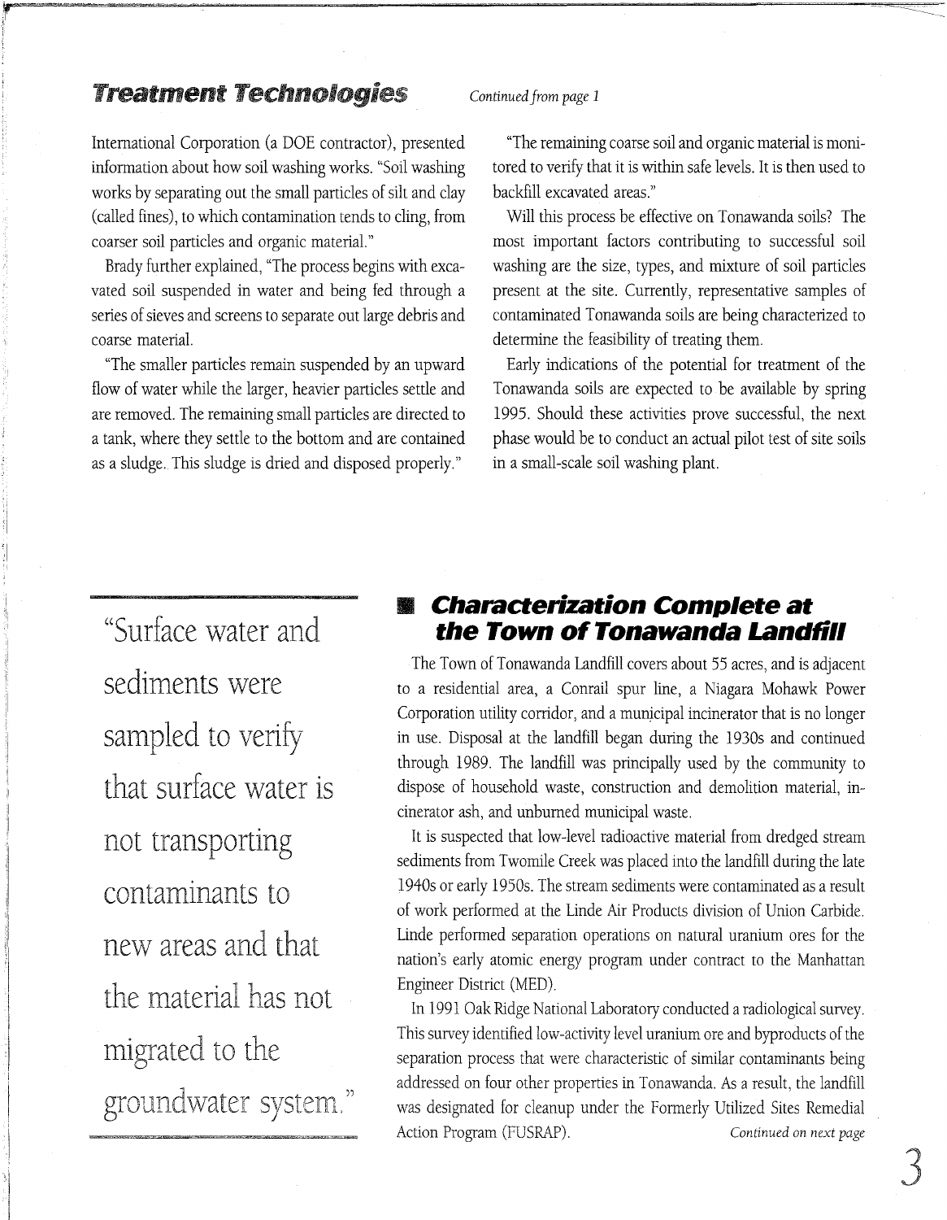## Treatment Technologies

*Continued from page 1*

International Corporation (a DOE contractor), presented information about how soil washing works. "Soil washing works by separating out the small particles of silt and clay (called fines), to which contamination tends to cling, from coarser soil particles and organic material."

Brady further explained, "The process begins with excavated soil suspended in water and being fed through a series of sieves and screens to separate out large debris and coarse material.

"The smaller particles remain suspended by an upward flow of water while the larger, heavier particles settle and are removed. The remaining small particles are directed to a tank, where they settle to the bottom and are contained as a sludge. This sludge is dried and disposed properly."

"The remaining coarse soil and organic material is monitored to verify that it is within safe levels. It is then used to backfill excavated areas."

Will this process be effective on Tonawanda soils? The most important factors contributing to successful soil washing are the size, types, and mixture of soil particles present at the site. Currently, representative samples of contaminated Tonawanda soils are being characterized to determine the feasibility of treating them.

Early indications of the potential for treatment of the Tonawanda soils are expected to be available by spring 1995. Should these activities prove successful, the next phase would be to conduct an actual pilot test of site soils in a small-scale soil washing plant.

> "Surface water and sediments were sampled to verify that surface water is not transporting contaminants to new areas and that the material has not migrated to the groundwater system."

## Characterization Complete at the Town of Tonawanda Landfill

The Town of Tonawanda Landfill covers about 55 acres, and is adjacent to a residential area, a Conrail spur line, a Niagara Mohawk Power Corporation utility corridor, and a municipal incinerator that is no longer in use. Disposal at the landfill began during the 1930s and continued through 1989. The landfill was principally used by the community to dispose of household waste, construction and demolition material, incinerator ash, and unburned municipal waste.

It is suspected that low-level radioactive material from dredged stream sediments from Twomile Creek was placed into the landfill during the late 1940s or early 1950s. The stream sediments were contaminated as a result of work performed at the Linde Air Products division of Union Carbide. Linde performed separation operations on natural uranium ores for the nation's early atomic energy program under contract to the Manhattan Engineer District (MED).

In 1991 Oak Ridge National Laboratory conducted a radiological survey. This survey identified low-activity level uranium ore and byproducts of the separation process that were characteristic of similar contaminants being addressed on four other properties in Tonawanda. As a result, the landfill was designated for cleanup under the Formerly Utilized Sites Remedial Action Program (FUSRAP).

*Continued on next page*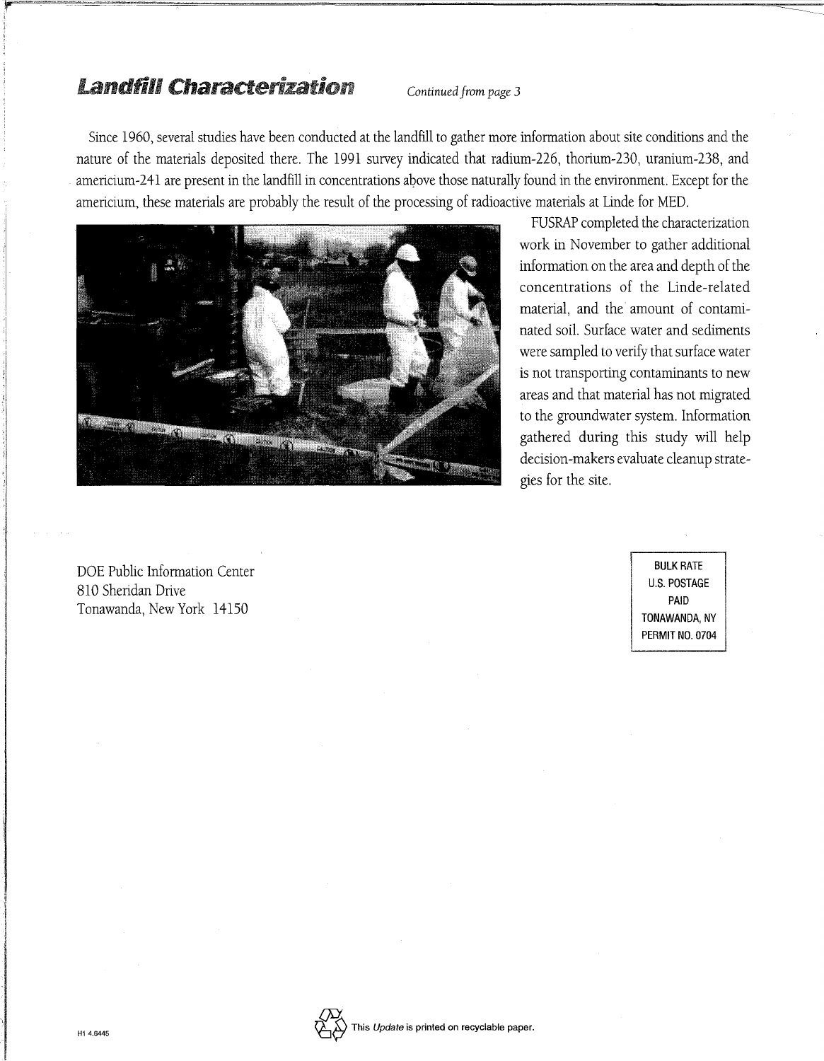## Landfill Characterization

*Continued from page 3*

Since 1960, several studies have been conducted at the landfill to gather more information about site conditions and the nature of the materials deposited there. The 1991 survey indicated that radium-226, thorium-230, uranium-238, and americium-241 are present in the landfill in concentrations above those naturally found in the environment. Except for the americium, these materials are probably the result of the processing of radioactive materials at Linde for MED.

FUSRAP completed the characterization work in November to gather additional information on the area and depth of the concentrations of the Linde-related material, and the amount of contaminated soil. Surface water and sediments were sampled to verify that surface water is not transporting contaminants to new areas and that material has not migrated to the groundwater system. Information gathered during this study will help decision-makers evaluate cleanup strategies for the site.

DOE Public Information Center
810 Sheridan Drive
Tonawanda, New York 14150

BULK RATE
U.S. POSTAGE
PAID
TONAWANDA, NY
PERMIT NO. 0704

This *Update* is printed on recyclable paper.

H1 4.6445